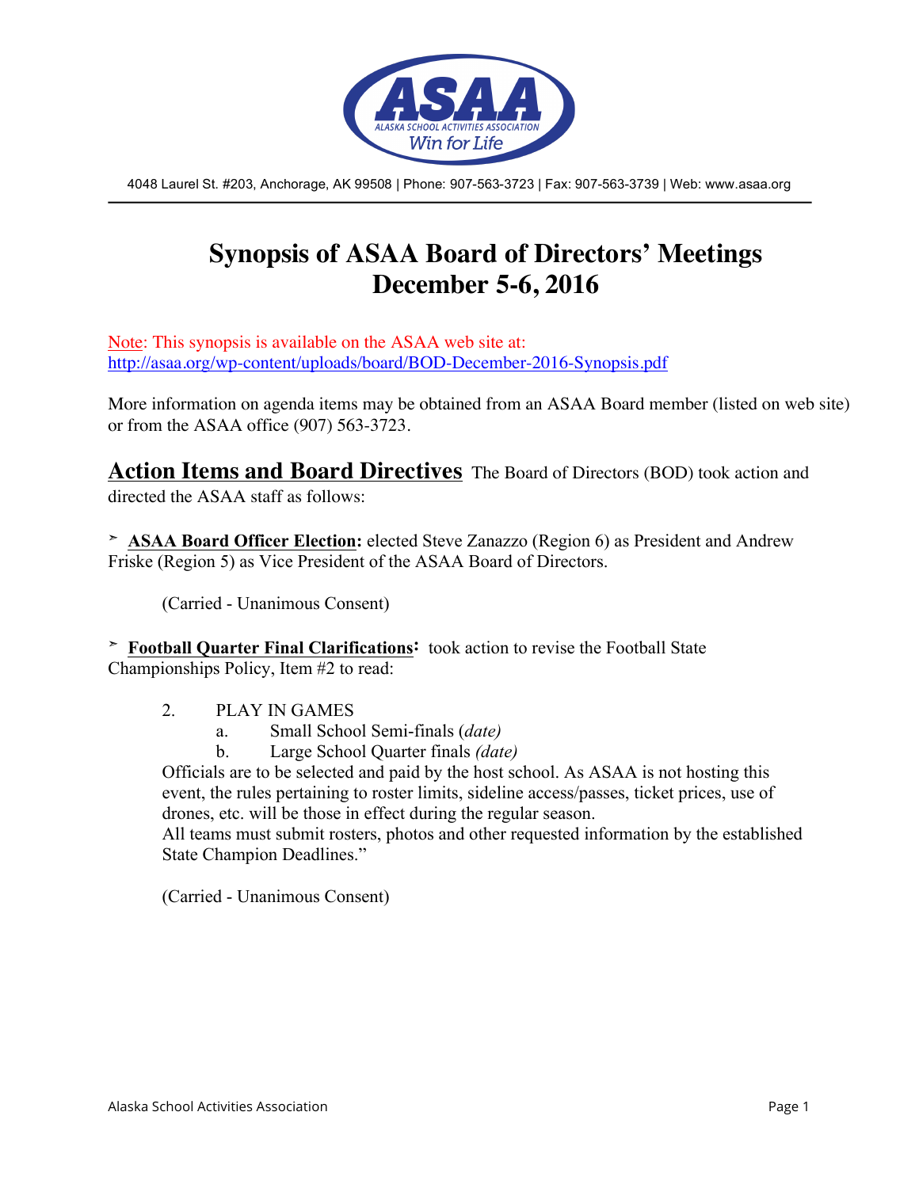4048 Laurel St. #203, Anchorage, AK 99508 | Phone: 907-563-3723 | Fax: 907-563-3739 | Web: www.asaa.org

# Synopsis of ASAA Board of Directors' Meetings December 5-6, 2016

Note: This synopsis is available on the ASAA web site at: http://asaa.org/wp-content/uploads/board/BOD-December-2016-Synopsis.pdf

More information on agenda items may be obtained from an ASAA Board member (listed on web site) or from the ASAA office (907) 563-3723.

## Action Items and Board Directives

The Board of Directors (BOD) took action and directed the ASAA staff as follows:

➢ **ASAA Board Officer Election:** elected Steve Zanazzo (Region 6) as President and Andrew Friske (Region 5) as Vice President of the ASAA Board of Directors.

(Carried - Unanimous Consent)

➢ **Football Quarter Final Clarifications:** took action to revise the Football State Championships Policy, Item #2 to read:

2. PLAY IN GAMES
   a. Small School Semi-finals *(date)*
   b. Large School Quarter finals *(date)*

Officials are to be selected and paid by the host school. As ASAA is not hosting this event, the rules pertaining to roster limits, sideline access/passes, ticket prices, use of drones, etc. will be those in effect during the regular season.
All teams must submit rosters, photos and other requested information by the established State Champion Deadlines."

(Carried - Unanimous Consent)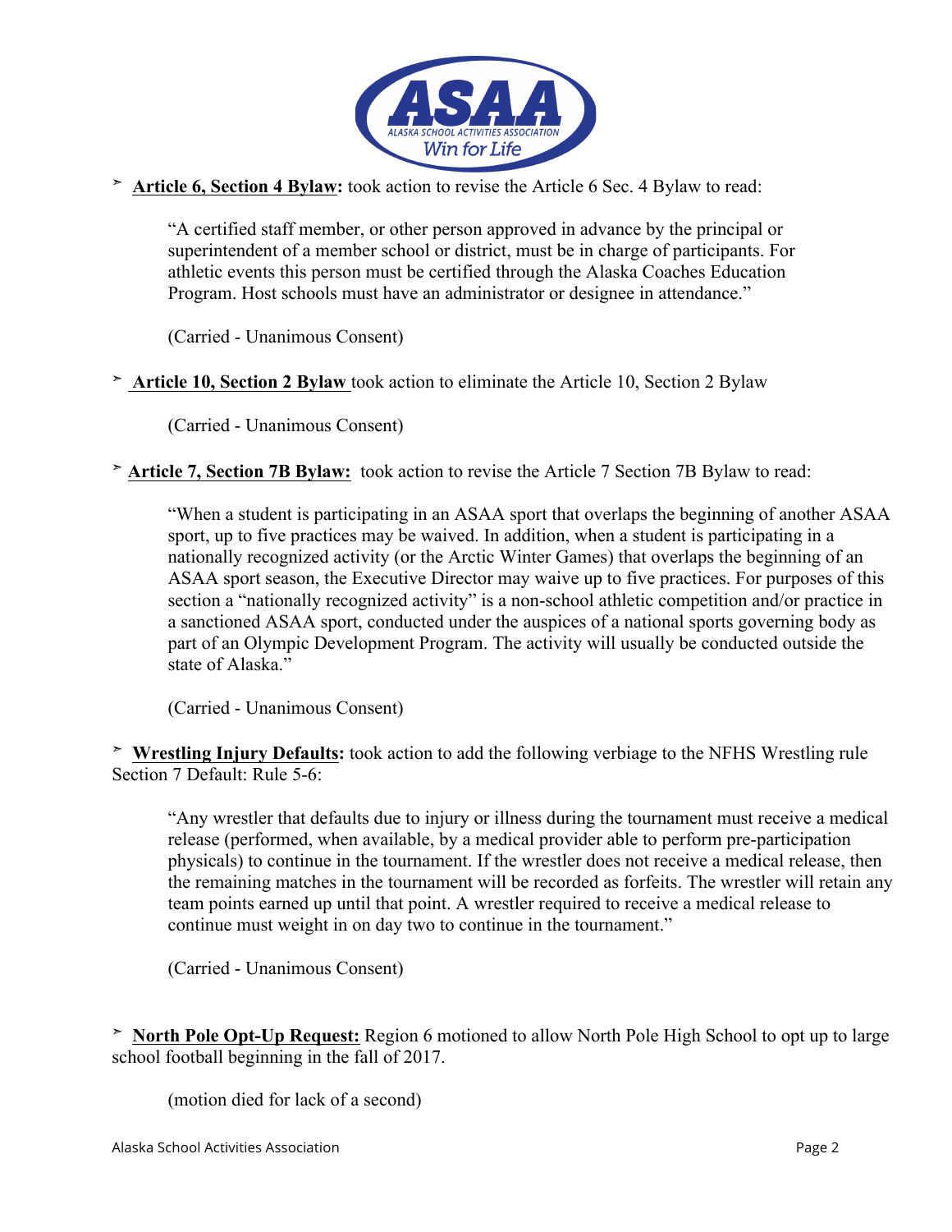- **Article 6, Section 4 Bylaw:** took action to revise the Article 6 Sec. 4 Bylaw to read:

  "A certified staff member, or other person approved in advance by the principal or superintendent of a member school or district, must be in charge of participants. For athletic events this person must be certified through the Alaska Coaches Education Program. Host schools must have an administrator or designee in attendance."

  (Carried - Unanimous Consent)

- **Article 10, Section 2 Bylaw** took action to eliminate the Article 10, Section 2 Bylaw

  (Carried - Unanimous Consent)

- **Article 7, Section 7B Bylaw:** took action to revise the Article 7 Section 7B Bylaw to read:

  "When a student is participating in an ASAA sport that overlaps the beginning of another ASAA sport, up to five practices may be waived. In addition, when a student is participating in a nationally recognized activity (or the Arctic Winter Games) that overlaps the beginning of an ASAA sport season, the Executive Director may waive up to five practices. For purposes of this section a "nationally recognized activity" is a non-school athletic competition and/or practice in a sanctioned ASAA sport, conducted under the auspices of a national sports governing body as part of an Olympic Development Program. The activity will usually be conducted outside the state of Alaska."

  (Carried - Unanimous Consent)

- **Wrestling Injury Defaults:** took action to add the following verbiage to the NFHS Wrestling rule Section 7 Default: Rule 5-6:

  "Any wrestler that defaults due to injury or illness during the tournament must receive a medical release (performed, when available, by a medical provider able to perform pre-participation physicals) to continue in the tournament. If the wrestler does not receive a medical release, then the remaining matches in the tournament will be recorded as forfeits. The wrestler will retain any team points earned up until that point. A wrestler required to receive a medical release to continue must weight in on day two to continue in the tournament."

  (Carried - Unanimous Consent)

- **North Pole Opt-Up Request:** Region 6 motioned to allow North Pole High School to opt up to large school football beginning in the fall of 2017.

  (motion died for lack of a second)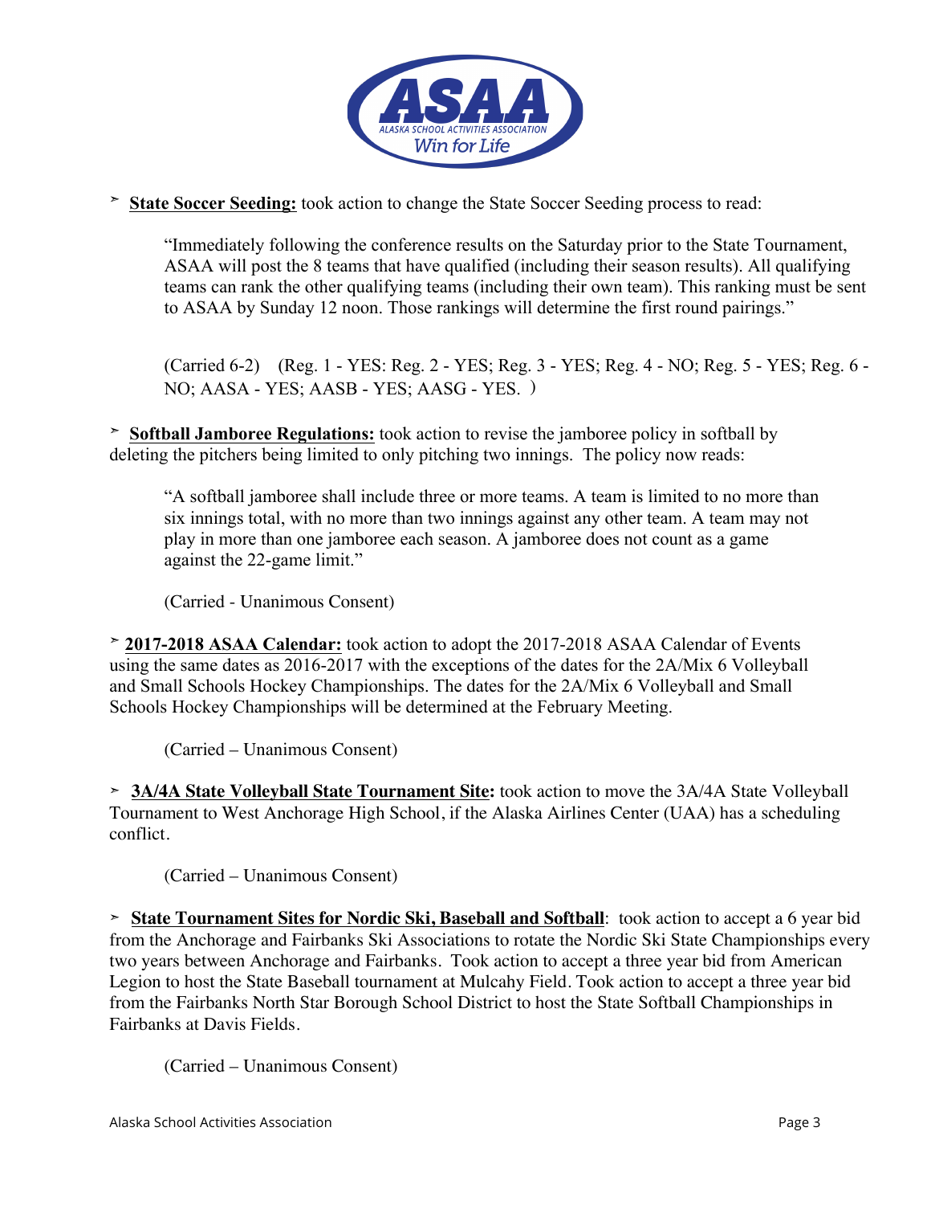- **State Soccer Seeding:** took action to change the State Soccer Seeding process to read:

  > "Immediately following the conference results on the Saturday prior to the State Tournament, ASAA will post the 8 teams that have qualified (including their season results). All qualifying teams can rank the other qualifying teams (including their own team). This ranking must be sent to ASAA by Sunday 12 noon. Those rankings will determine the first round pairings."

  (Carried 6-2) (Reg. 1 - YES: Reg. 2 - YES; Reg. 3 - YES; Reg. 4 - NO; Reg. 5 - YES; Reg. 6 - NO; AASA - YES; AASB - YES; AASG - YES. )

- **Softball Jamboree Regulations:** took action to revise the jamboree policy in softball by deleting the pitchers being limited to only pitching two innings. The policy now reads:

  > "A softball jamboree shall include three or more teams. A team is limited to no more than six innings total, with no more than two innings against any other team. A team may not play in more than one jamboree each season. A jamboree does not count as a game against the 22-game limit."

  (Carried - Unanimous Consent)

- **2017-2018 ASAA Calendar:** took action to adopt the 2017-2018 ASAA Calendar of Events using the same dates as 2016-2017 with the exceptions of the dates for the 2A/Mix 6 Volleyball and Small Schools Hockey Championships. The dates for the 2A/Mix 6 Volleyball and Small Schools Hockey Championships will be determined at the February Meeting.

  (Carried – Unanimous Consent)

- **3A/4A State Volleyball State Tournament Site:** took action to move the 3A/4A State Volleyball Tournament to West Anchorage High School, if the Alaska Airlines Center (UAA) has a scheduling conflict.

  (Carried – Unanimous Consent)

- **State Tournament Sites for Nordic Ski, Baseball and Softball**: took action to accept a 6 year bid from the Anchorage and Fairbanks Ski Associations to rotate the Nordic Ski State Championships every two years between Anchorage and Fairbanks. Took action to accept a three year bid from American Legion to host the State Baseball tournament at Mulcahy Field. Took action to accept a three year bid from the Fairbanks North Star Borough School District to host the State Softball Championships in Fairbanks at Davis Fields.

  (Carried – Unanimous Consent)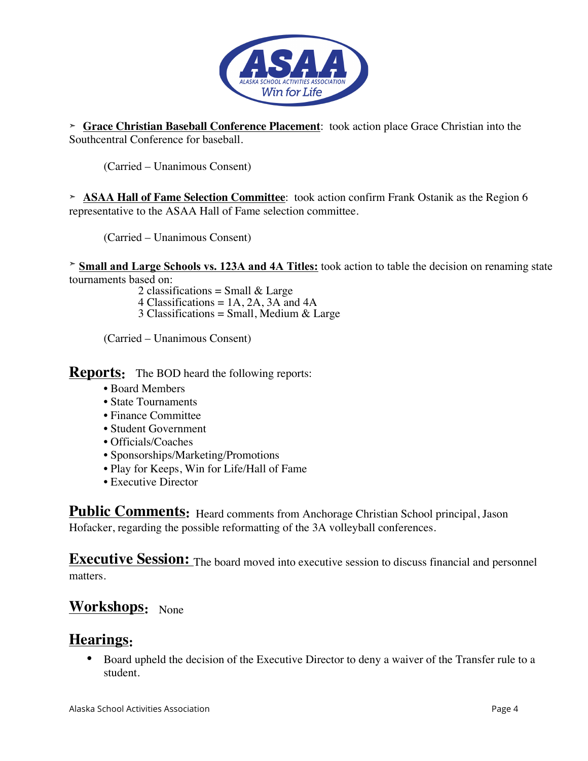➢ **Grace Christian Baseball Conference Placement**: took action place Grace Christian into the Southcentral Conference for baseball.

(Carried – Unanimous Consent)

➢ **ASAA Hall of Fame Selection Committee**: took action confirm Frank Ostanik as the Region 6 representative to the ASAA Hall of Fame selection committee.

(Carried – Unanimous Consent)

➢ **Small and Large Schools vs. 123A and 4A Titles:** took action to table the decision on renaming state tournaments based on:

2 classifications = Small & Large
4 Classifications = 1A, 2A, 3A and 4A
3 Classifications = Small, Medium & Large

(Carried – Unanimous Consent)

## Reports:

The BOD heard the following reports:

- Board Members
- State Tournaments
- Finance Committee
- Student Government
- Officials/Coaches
- Sponsorships/Marketing/Promotions
- Play for Keeps, Win for Life/Hall of Fame
- Executive Director

## Public Comments:

Heard comments from Anchorage Christian School principal, Jason Hofacker, regarding the possible reformatting of the 3A volleyball conferences.

## Executive Session:

The board moved into executive session to discuss financial and personnel matters.

## Workshops:

None

## Hearings:

- Board upheld the decision of the Executive Director to deny a waiver of the Transfer rule to a student.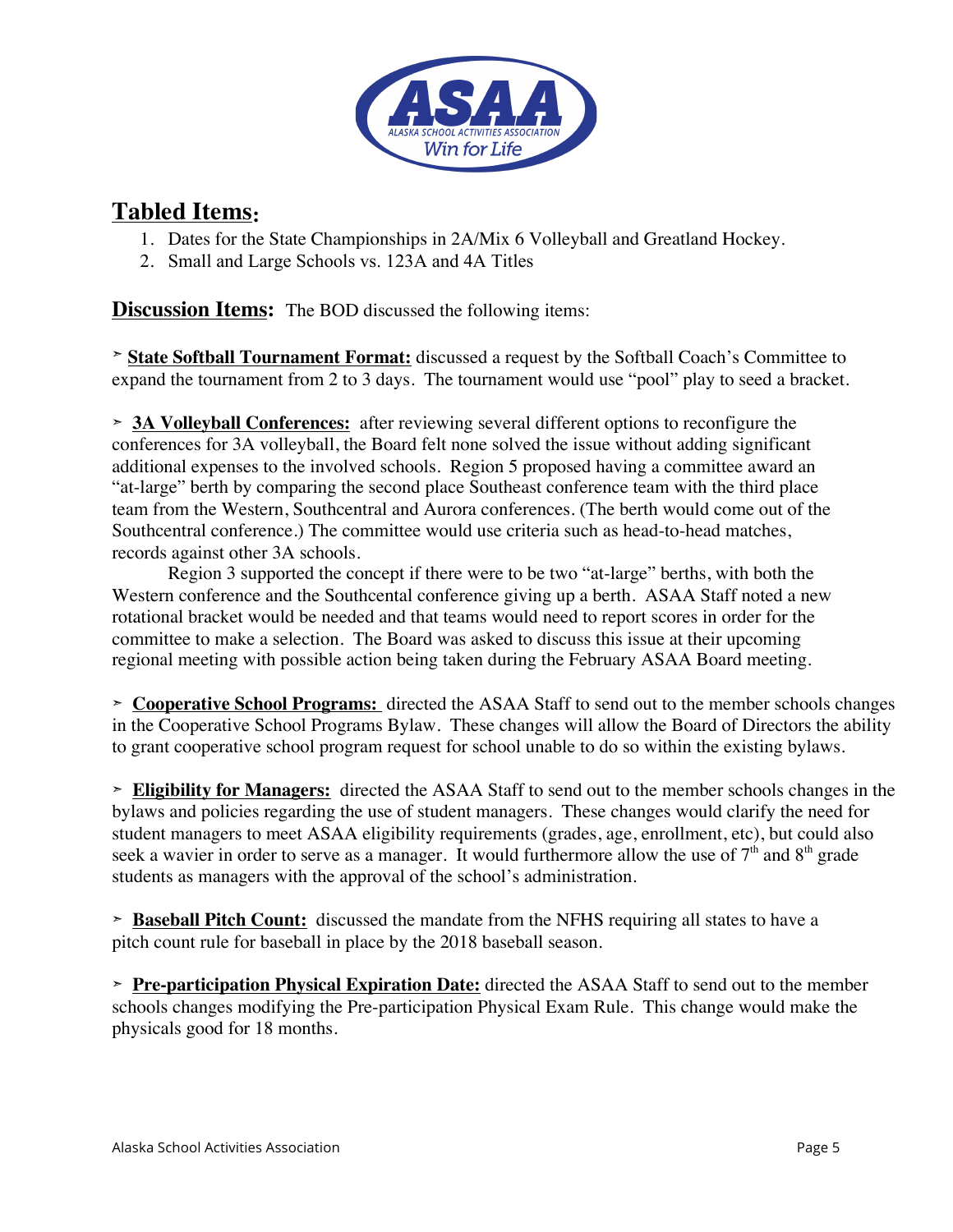## Tabled Items:

1. Dates for the State Championships in 2A/Mix 6 Volleyball and Greatland Hockey.
2. Small and Large Schools vs. 123A and 4A Titles

## Discussion Items: The BOD discussed the following items:

➢ **State Softball Tournament Format:** discussed a request by the Softball Coach's Committee to expand the tournament from 2 to 3 days. The tournament would use "pool" play to seed a bracket.

➢ **3A Volleyball Conferences:** after reviewing several different options to reconfigure the conferences for 3A volleyball, the Board felt none solved the issue without adding significant additional expenses to the involved schools. Region 5 proposed having a committee award an "at-large" berth by comparing the second place Southeast conference team with the third place team from the Western, Southcentral and Aurora conferences. (The berth would come out of the Southcentral conference.) The committee would use criteria such as head-to-head matches, records against other 3A schools.

Region 3 supported the concept if there were to be two "at-large" berths, with both the Western conference and the Southcental conference giving up a berth. ASAA Staff noted a new rotational bracket would be needed and that teams would need to report scores in order for the committee to make a selection. The Board was asked to discuss this issue at their upcoming regional meeting with possible action being taken during the February ASAA Board meeting.

➢ **Cooperative School Programs:** directed the ASAA Staff to send out to the member schools changes in the Cooperative School Programs Bylaw. These changes will allow the Board of Directors the ability to grant cooperative school program request for school unable to do so within the existing bylaws.

➢ **Eligibility for Managers:** directed the ASAA Staff to send out to the member schools changes in the bylaws and policies regarding the use of student managers. These changes would clarify the need for student managers to meet ASAA eligibility requirements (grades, age, enrollment, etc), but could also seek a wavier in order to serve as a manager. It would furthermore allow the use of 7th and 8th grade students as managers with the approval of the school's administration.

➢ **Baseball Pitch Count:** discussed the mandate from the NFHS requiring all states to have a pitch count rule for baseball in place by the 2018 baseball season.

➢ **Pre-participation Physical Expiration Date:** directed the ASAA Staff to send out to the member schools changes modifying the Pre-participation Physical Exam Rule. This change would make the physicals good for 18 months.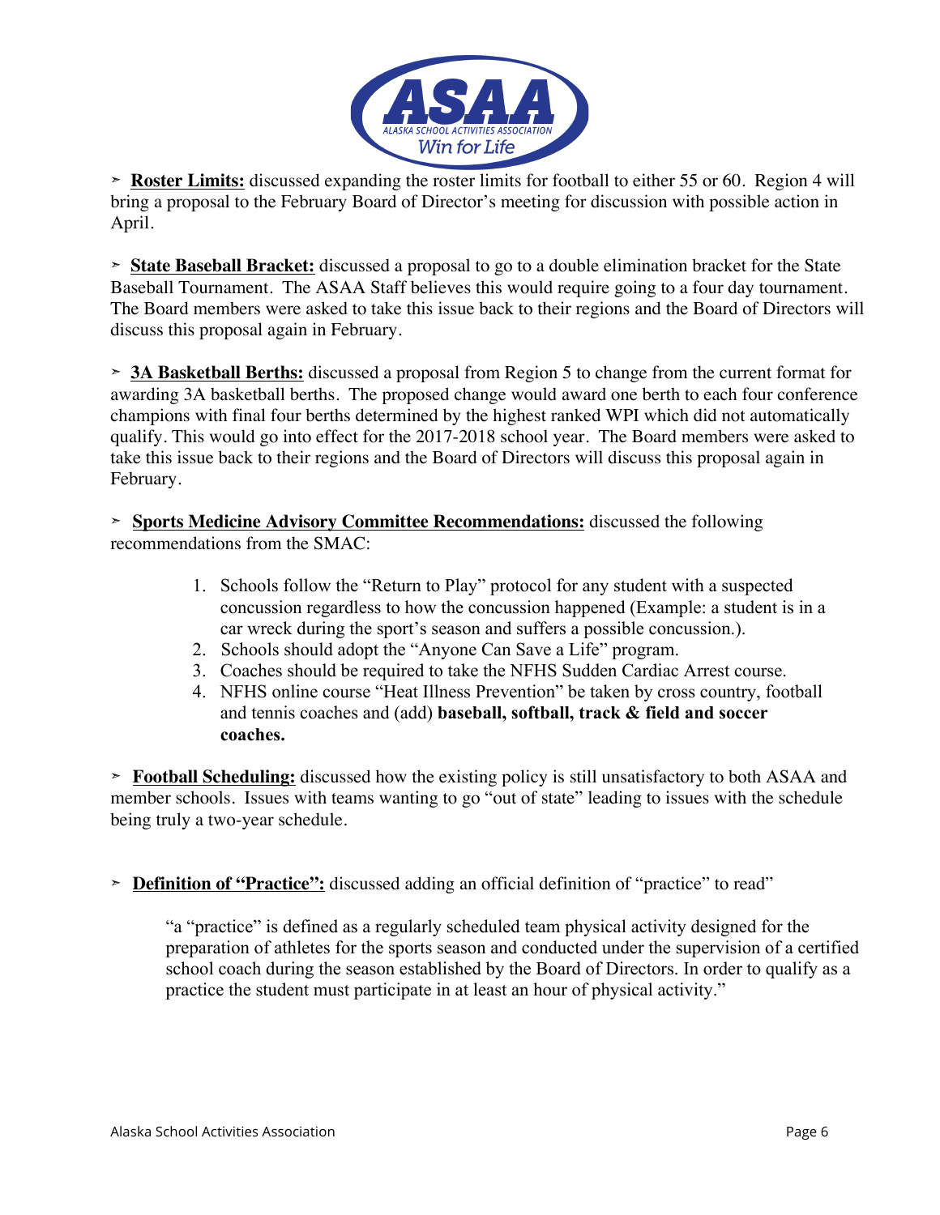➢ **Roster Limits:** discussed expanding the roster limits for football to either 55 or 60. Region 4 will bring a proposal to the February Board of Director's meeting for discussion with possible action in April.

➢ **State Baseball Bracket:** discussed a proposal to go to a double elimination bracket for the State Baseball Tournament. The ASAA Staff believes this would require going to a four day tournament. The Board members were asked to take this issue back to their regions and the Board of Directors will discuss this proposal again in February.

➢ **3A Basketball Berths:** discussed a proposal from Region 5 to change from the current format for awarding 3A basketball berths. The proposed change would award one berth to each four conference champions with final four berths determined by the highest ranked WPI which did not automatically qualify. This would go into effect for the 2017-2018 school year. The Board members were asked to take this issue back to their regions and the Board of Directors will discuss this proposal again in February.

➢ **Sports Medicine Advisory Committee Recommendations:** discussed the following recommendations from the SMAC:

1. Schools follow the "Return to Play" protocol for any student with a suspected concussion regardless to how the concussion happened (Example: a student is in a car wreck during the sport's season and suffers a possible concussion.).
2. Schools should adopt the "Anyone Can Save a Life" program.
3. Coaches should be required to take the NFHS Sudden Cardiac Arrest course.
4. NFHS online course "Heat Illness Prevention" be taken by cross country, football and tennis coaches and (add) **baseball, softball, track & field and soccer coaches.**

➢ **Football Scheduling:** discussed how the existing policy is still unsatisfactory to both ASAA and member schools. Issues with teams wanting to go "out of state" leading to issues with the schedule being truly a two-year schedule.

➢ **Definition of "Practice":** discussed adding an official definition of "practice" to read"

> "a "practice" is defined as a regularly scheduled team physical activity designed for the preparation of athletes for the sports season and conducted under the supervision of a certified school coach during the season established by the Board of Directors. In order to qualify as a practice the student must participate in at least an hour of physical activity."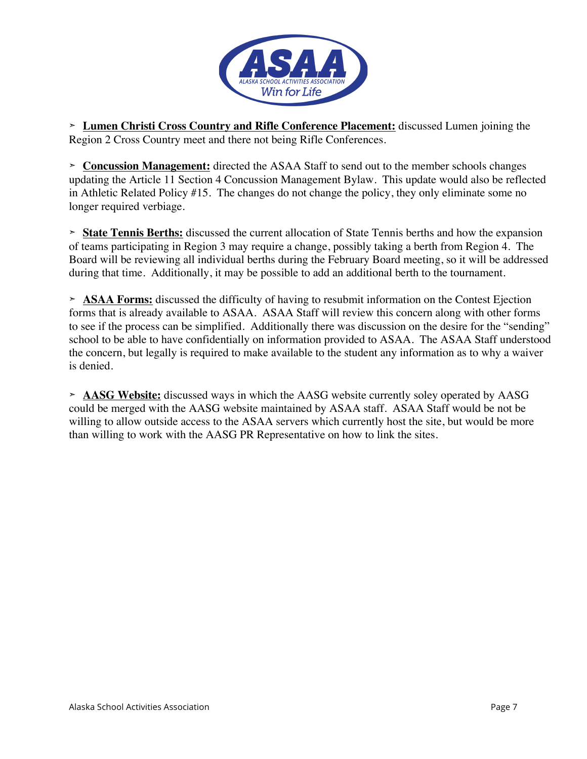- **Lumen Christi Cross Country and Rifle Conference Placement:** discussed Lumen joining the Region 2 Cross Country meet and there not being Rifle Conferences.

- **Concussion Management:** directed the ASAA Staff to send out to the member schools changes updating the Article 11 Section 4 Concussion Management Bylaw. This update would also be reflected in Athletic Related Policy #15. The changes do not change the policy, they only eliminate some no longer required verbiage.

- **State Tennis Berths:** discussed the current allocation of State Tennis berths and how the expansion of teams participating in Region 3 may require a change, possibly taking a berth from Region 4. The Board will be reviewing all individual berths during the February Board meeting, so it will be addressed during that time. Additionally, it may be possible to add an additional berth to the tournament.

- **ASAA Forms:** discussed the difficulty of having to resubmit information on the Contest Ejection forms that is already available to ASAA. ASAA Staff will review this concern along with other forms to see if the process can be simplified. Additionally there was discussion on the desire for the "sending" school to be able to have confidentially on information provided to ASAA. The ASAA Staff understood the concern, but legally is required to make available to the student any information as to why a waiver is denied.

- **AASG Website:** discussed ways in which the AASG website currently soley operated by AASG could be merged with the AASG website maintained by ASAA staff. ASAA Staff would be not be willing to allow outside access to the ASAA servers which currently host the site, but would be more than willing to work with the AASG PR Representative on how to link the sites.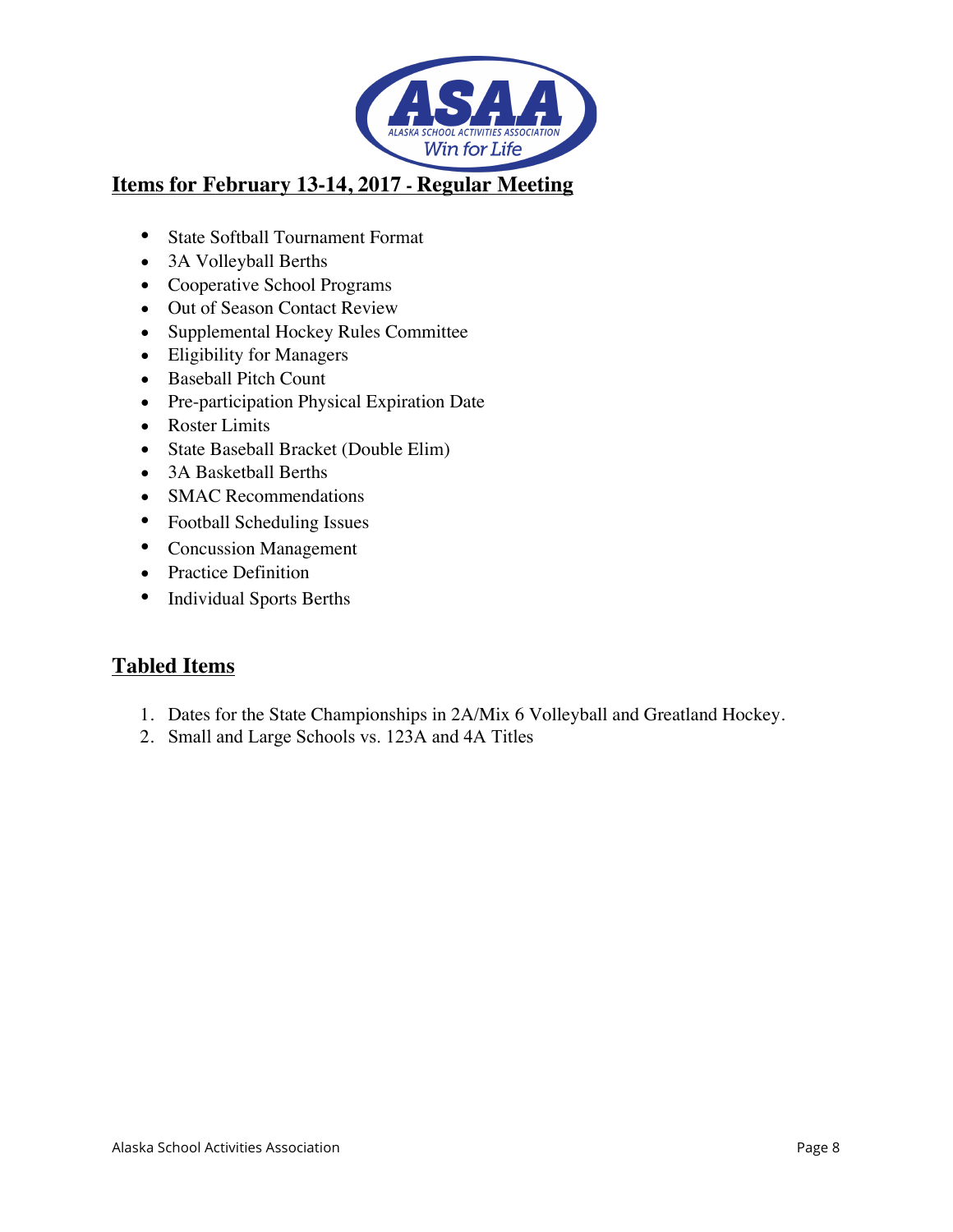## Items for February 13-14, 2017 - Regular Meeting

- State Softball Tournament Format
- 3A Volleyball Berths
- Cooperative School Programs
- Out of Season Contact Review
- Supplemental Hockey Rules Committee
- Eligibility for Managers
- Baseball Pitch Count
- Pre-participation Physical Expiration Date
- Roster Limits
- State Baseball Bracket (Double Elim)
- 3A Basketball Berths
- SMAC Recommendations
- Football Scheduling Issues
- Concussion Management
- Practice Definition
- Individual Sports Berths

## Tabled Items

1. Dates for the State Championships in 2A/Mix 6 Volleyball and Greatland Hockey.
2. Small and Large Schools vs. 123A and 4A Titles